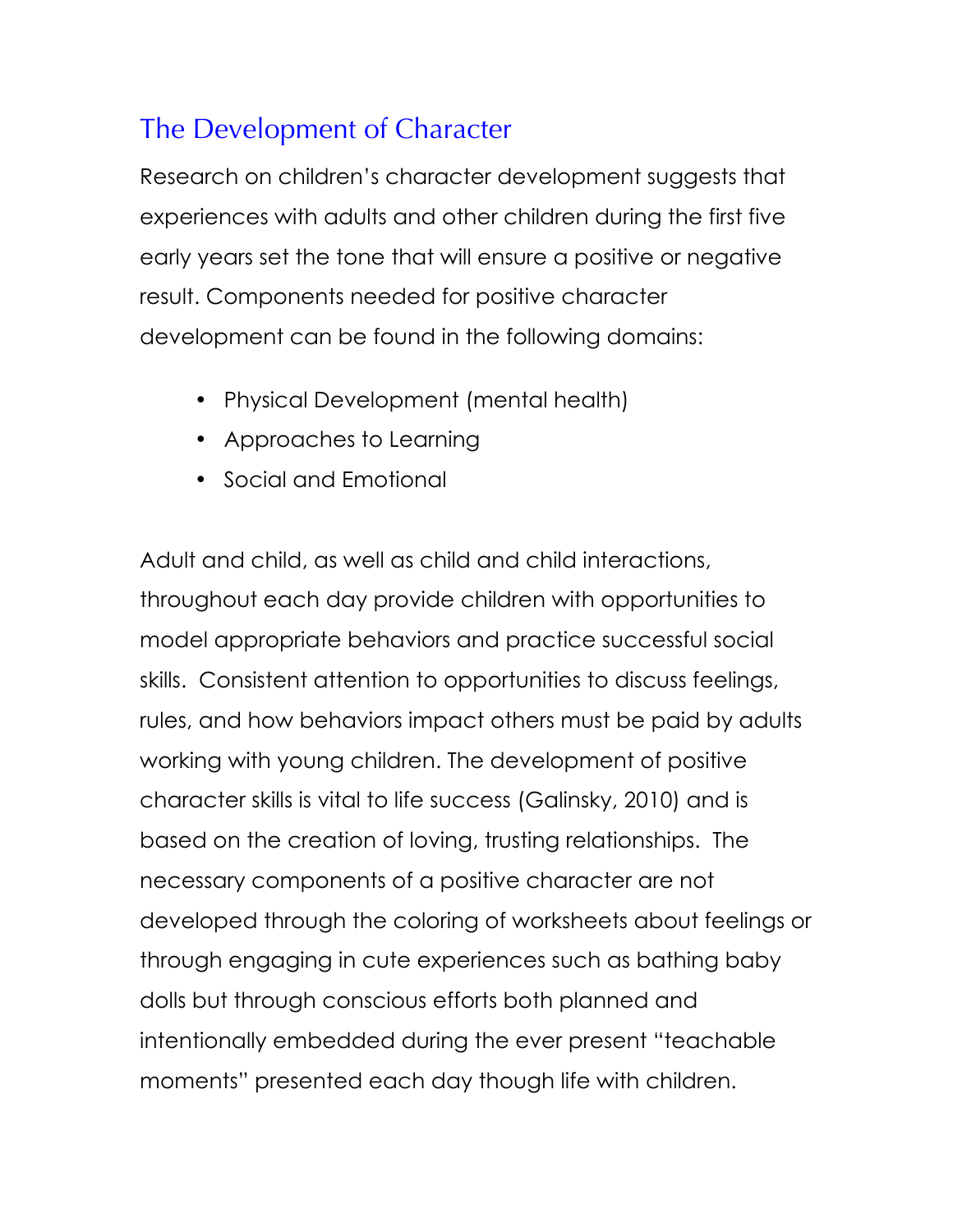# The Development of Character

Research on children's character development suggests that experiences with adults and other children during the first five early years set the tone that will ensure a positive or negative result. Components needed for positive character development can be found in the following domains:

- Physical Development (mental health)
- Approaches to Learning
- Social and Emotional

Adult and child, as well as child and child interactions, throughout each day provide children with opportunities to model appropriate behaviors and practice successful social skills. Consistent attention to opportunities to discuss feelings, rules, and how behaviors impact others must be paid by adults working with young children. The development of positive character skills is vital to life success (Galinsky, 2010) and is based on the creation of loving, trusting relationships. The necessary components of a positive character are not developed through the coloring of worksheets about feelings or through engaging in cute experiences such as bathing baby dolls but through conscious efforts both planned and intentionally embedded during the ever present "teachable moments" presented each day though life with children.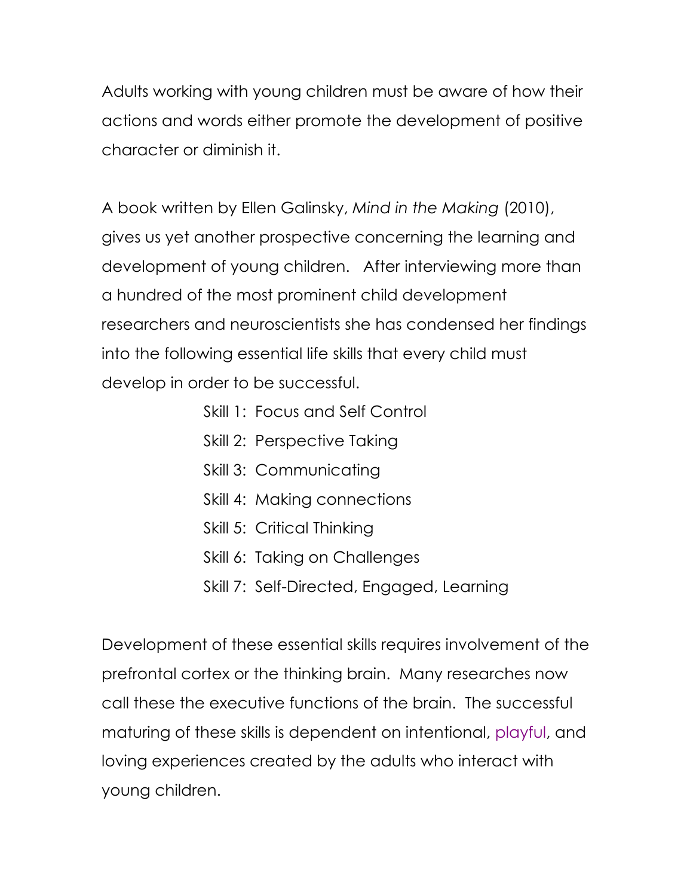Adults working with young children must be aware of how their actions and words either promote the development of positive character or diminish it.

A book written by Ellen Galinsky, *Mind in the Making* (2010), gives us yet another prospective concerning the learning and development of young children. After interviewing more than a hundred of the most prominent child development researchers and neuroscientists she has condensed her findings into the following essential life skills that every child must develop in order to be successful.

- Skill 1: Focus and Self Control
- Skill 2: Perspective Taking
- Skill 3: Communicating
- Skill 4: Making connections
- Skill 5: Critical Thinking
- Skill 6: Taking on Challenges
- Skill 7: Self-Directed, Engaged, Learning

Development of these essential skills requires involvement of the prefrontal cortex or the thinking brain. Many researches now call these the executive functions of the brain. The successful maturing of these skills is dependent on intentional, playful, and loving experiences created by the adults who interact with young children.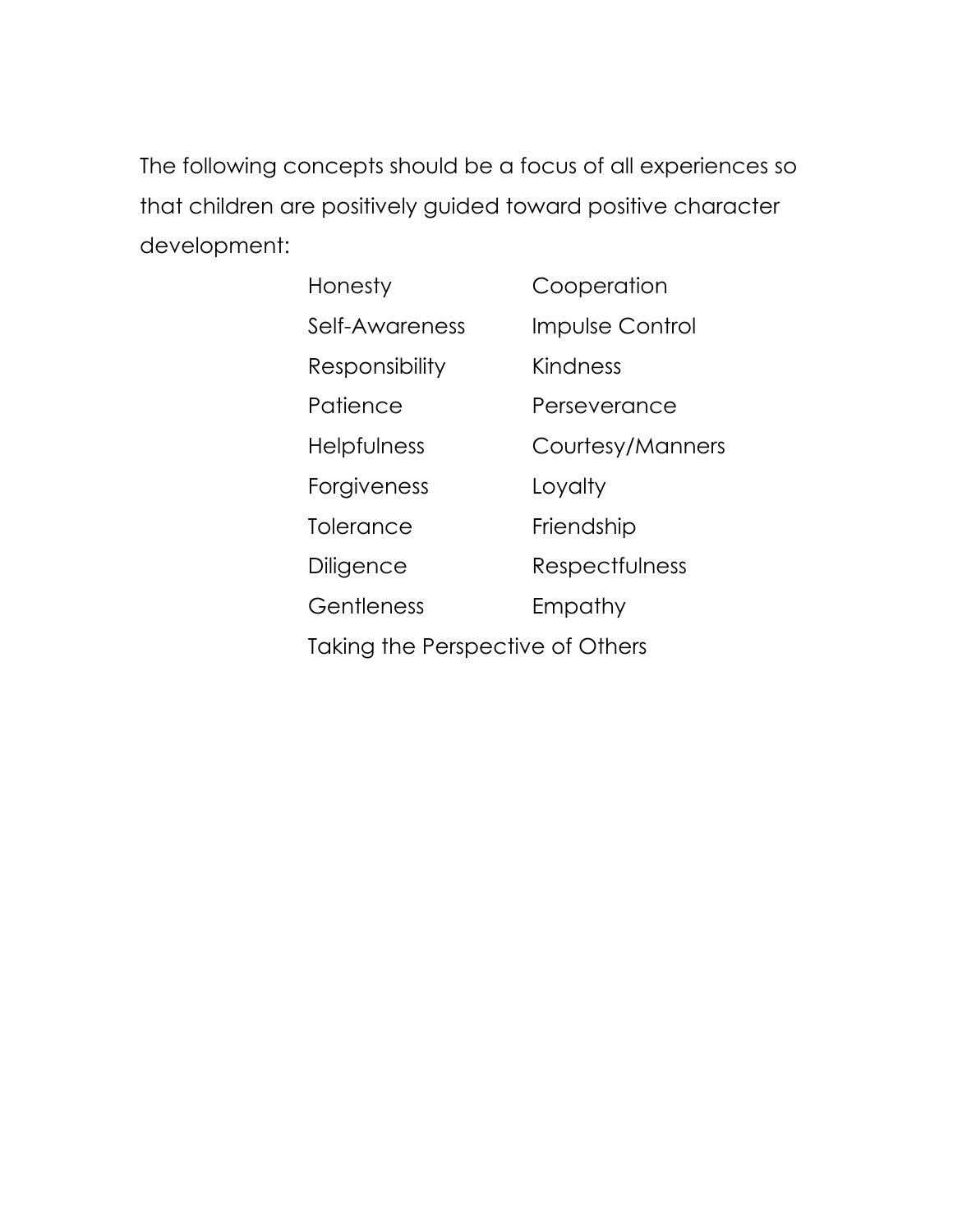The following concepts should be a focus of all experiences so that children are positively guided toward positive character development:

| | |
|---|---|
| Honesty | Cooperation |
| Self-Awareness | Impulse Control |
| Responsibility | Kindness |
| Patience | Perseverance |
| Helpfulness | Courtesy/Manners |
| Forgiveness | Loyalty |
| Tolerance | Friendship |
| Diligence | Respectfulness |
| Gentleness | Empathy |
| Taking the Perspective of Others | |